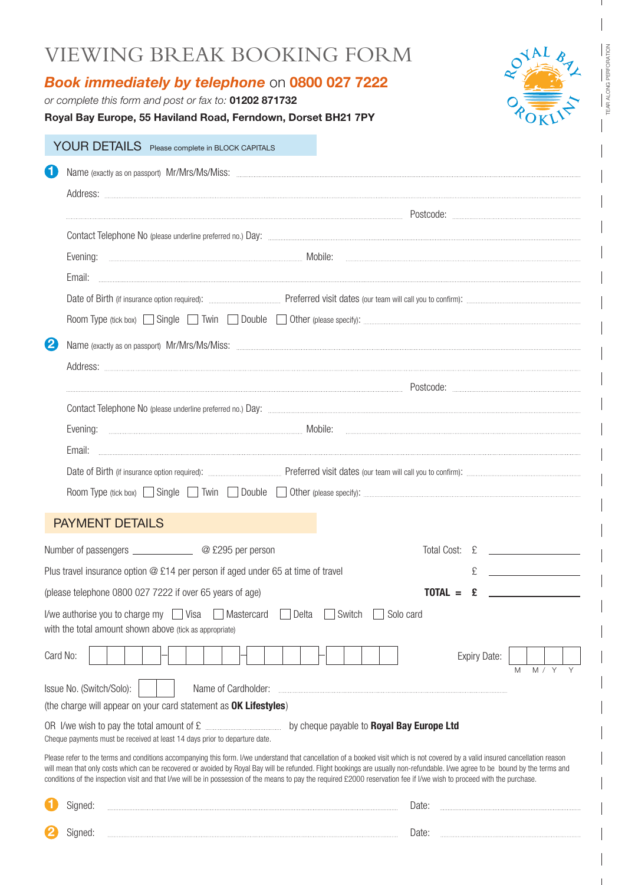# VIEWING BREAK BOOKING FORM

***Book immediately by telephone*** **on 0800 027 7222**

*or complete this form and post or fax to:* **01202 871732**

**Royal Bay Europe, 55 Haviland Road, Ferndown, Dorset BH21 7PY**

ROYAL BAY OROKLINI

TEAR ALONG PERFORATION

## YOUR DETAILS Please complete in BLOCK CAPITALS

**1** Name (exactly as on passport) Mr/Mrs/Ms/Miss: ...............................................

Address: ...............................................

............................................... Postcode: ...............

Contact Telephone No (please underline preferred no.) Day: ...............................................

Evening: ............................... Mobile: ...............................

Email: ...............................................

Date of Birth (if insurance option required): ............... Preferred visit dates (our team will call you to confirm): ...............

Room Type (tick box) ☐ Single ☐ Twin ☐ Double ☐ Other (please specify): ...............

**2** Name (exactly as on passport) Mr/Mrs/Ms/Miss: ...............................................

Address: ...............................................

............................................... Postcode: ...............

Contact Telephone No (please underline preferred no.) Day: ...............................................

Evening: ............................... Mobile: ...............................

Email: ...............................................

Date of Birth (if insurance option required): ............... Preferred visit dates (our team will call you to confirm): ...............

Room Type (tick box) ☐ Single ☐ Twin ☐ Double ☐ Other (please specify): ...............

## PAYMENT DETAILS

Number of passengers ____________ @ £295 per person Total Cost: £ ____________

Plus travel insurance option @ £14 per person if aged under 65 at time of travel £ ____________

(please telephone 0800 027 7222 if over 65 years of age) **TOTAL = £** ____________

I/we authorise you to charge my ☐ Visa ☐ Mastercard ☐ Delta ☐ Switch ☐ Solo card with the total amount shown above (tick as appropriate)

Card No: ☐☐☐☐ - ☐☐☐☐ - ☐☐☐☐ - ☐☐☐☐ Expiry Date: ☐☐ / ☐☐ (M M / Y Y)

Issue No. (Switch/Solo): ☐☐ Name of Cardholder: ...............................................

(the charge will appear on your card statement as **OK Lifestyles**)

OR I/we wish to pay the total amount of £ ............... by cheque payable to **Royal Bay Europe Ltd**

Cheque payments must be received at least 14 days prior to departure date.

Please refer to the terms and conditions accompanying this form. I/we understand that cancellation of a booked visit which is not covered by a valid insured cancellation reason will mean that only costs which can be recovered or avoided by Royal Bay will be refunded. Flight bookings are usually non-refundable. I/we agree to be bound by the terms and conditions of the inspection visit and that I/we will be in possession of the means to pay the required £2000 reservation fee if I/we wish to proceed with the purchase.

**1** Signed: ............................................... Date: ...............

**2** Signed: ............................................... Date: ...............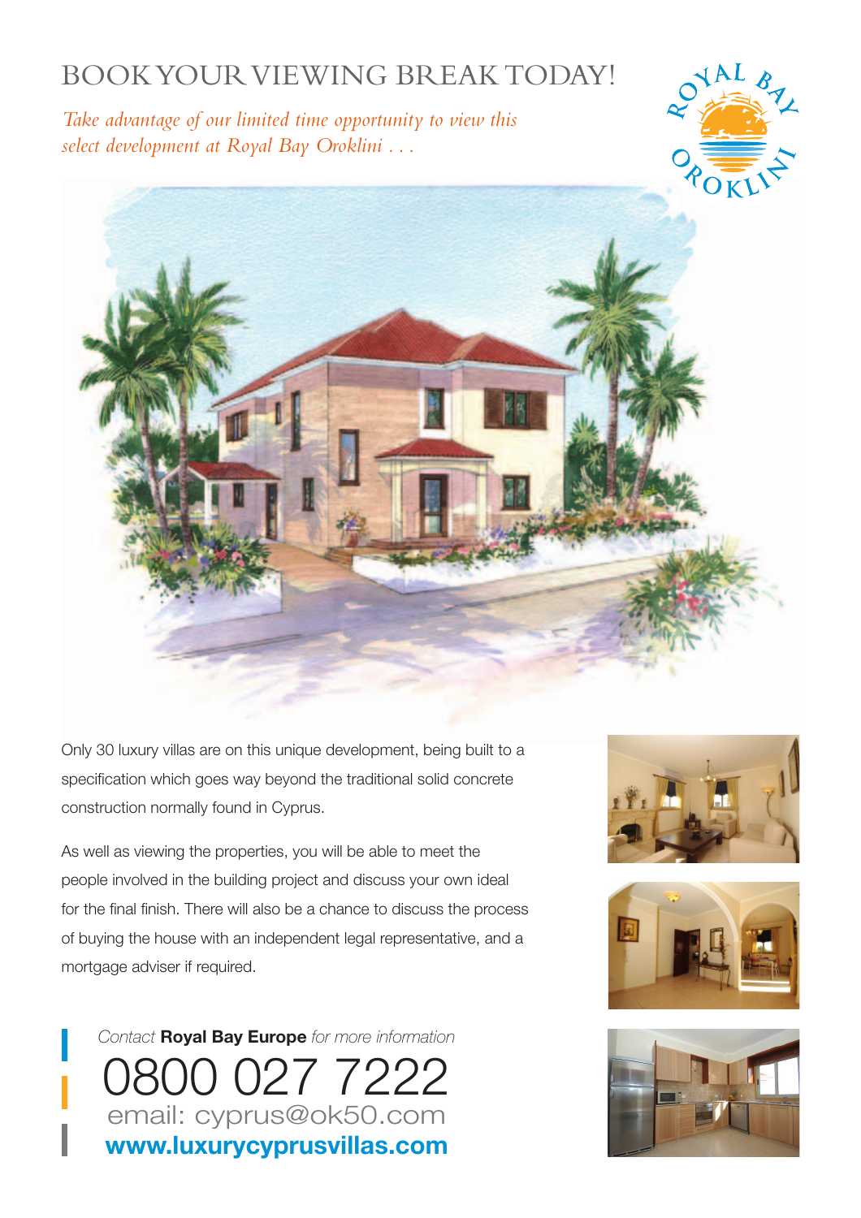# BOOK YOUR VIEWING BREAK TODAY!

*Take advantage of our limited time opportunity to view this select development at Royal Bay Oroklini . . .*

ROYAL BAY OROKLINI

Only 30 luxury villas are on this unique development, being built to a specification which goes way beyond the traditional solid concrete construction normally found in Cyprus.

As well as viewing the properties, you will be able to meet the people involved in the building project and discuss your own ideal for the final finish. There will also be a chance to discuss the process of buying the house with an independent legal representative, and a mortgage adviser if required.

*Contact* **Royal Bay Europe** *for more information*

0800 027 7222

email: cyprus@ok50.com

**www.luxurycyprusvillas.com**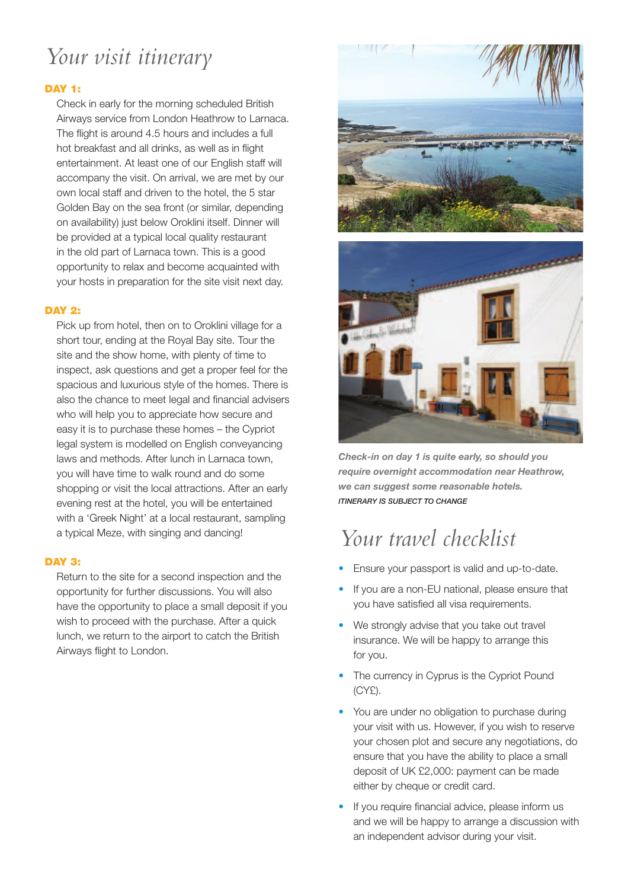# Your visit itinerary

**DAY 1:**

Check in early for the morning scheduled British Airways service from London Heathrow to Larnaca. The flight is around 4.5 hours and includes a full hot breakfast and all drinks, as well as in flight entertainment. At least one of our English staff will accompany the visit. On arrival, we are met by our own local staff and driven to the hotel, the 5 star Golden Bay on the sea front (or similar, depending on availability) just below Oroklini itself. Dinner will be provided at a typical local quality restaurant in the old part of Larnaca town. This is a good opportunity to relax and become acquainted with your hosts in preparation for the site visit next day.

**DAY 2:**

Pick up from hotel, then on to Oroklini village for a short tour, ending at the Royal Bay site. Tour the site and the show home, with plenty of time to inspect, ask questions and get a proper feel for the spacious and luxurious style of the homes. There is also the chance to meet legal and financial advisers who will help you to appreciate how secure and easy it is to purchase these homes – the Cypriot legal system is modelled on English conveyancing laws and methods. After lunch in Larnaca town, you will have time to walk round and do some shopping or visit the local attractions. After an early evening rest at the hotel, you will be entertained with a 'Greek Night' at a local restaurant, sampling a typical Meze, with singing and dancing!

**DAY 3:**

Return to the site for a second inspection and the opportunity for further discussions. You will also have the opportunity to place a small deposit if you wish to proceed with the purchase. After a quick lunch, we return to the airport to catch the British Airways flight to London.

***Check-in on day 1 is quite early, so should you require overnight accommodation near Heathrow, we can suggest some reasonable hotels.***

*ITINERARY IS SUBJECT TO CHANGE*

# Your travel checklist

- Ensure your passport is valid and up-to-date.
- If you are a non-EU national, please ensure that you have satisfied all visa requirements.
- We strongly advise that you take out travel insurance. We will be happy to arrange this for you.
- The currency in Cyprus is the Cypriot Pound (CY£).
- You are under no obligation to purchase during your visit with us. However, if you wish to reserve your chosen plot and secure any negotiations, do ensure that you have the ability to place a small deposit of UK £2,000: payment can be made either by cheque or credit card.
- If you require financial advice, please inform us and we will be happy to arrange a discussion with an independent advisor during your visit.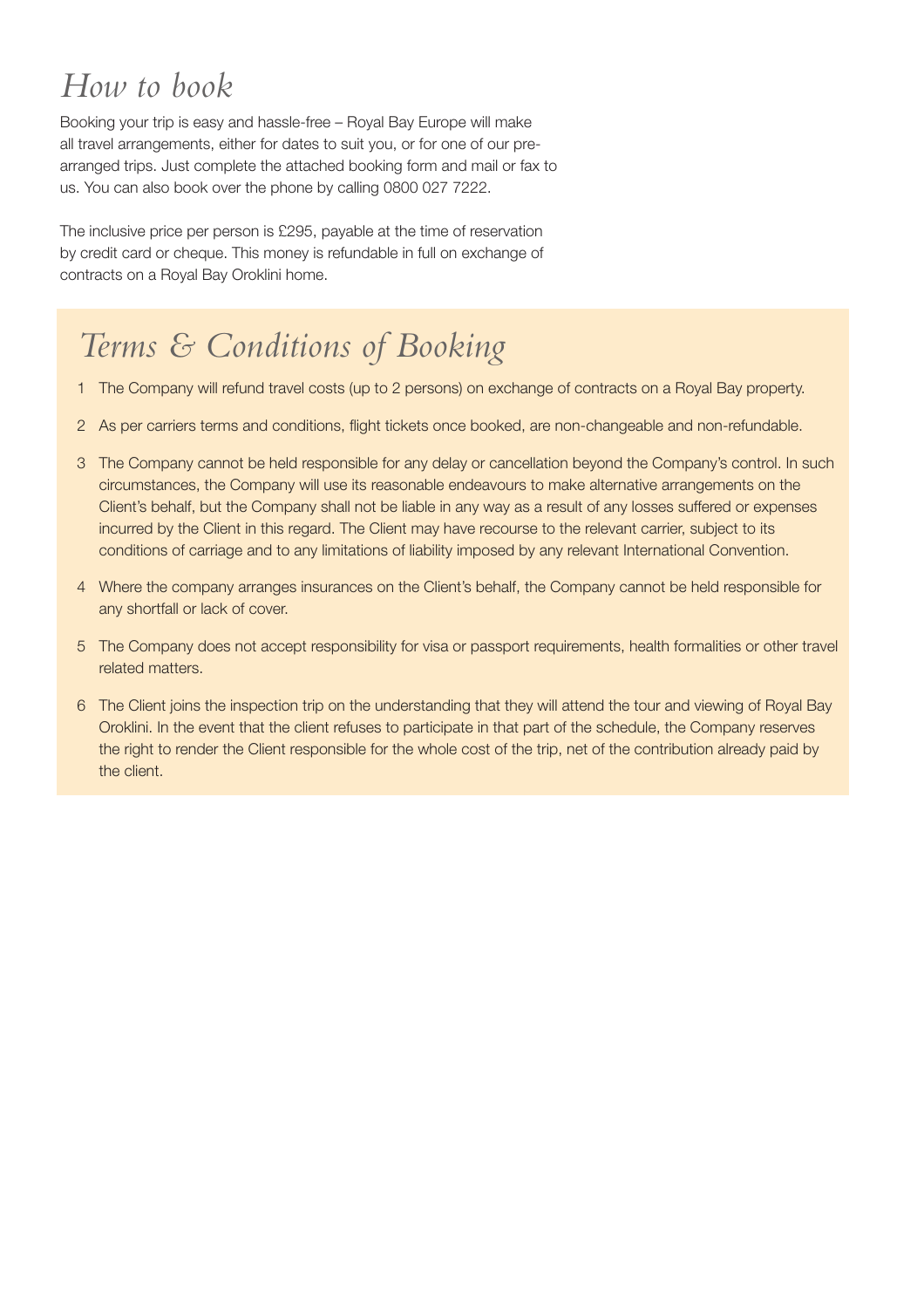# How to book

Booking your trip is easy and hassle-free – Royal Bay Europe will make all travel arrangements, either for dates to suit you, or for one of our pre-arranged trips. Just complete the attached booking form and mail or fax to us. You can also book over the phone by calling 0800 027 7222.

The inclusive price per person is £295, payable at the time of reservation by credit card or cheque. This money is refundable in full on exchange of contracts on a Royal Bay Oroklini home.

# Terms & Conditions of Booking

1. The Company will refund travel costs (up to 2 persons) on exchange of contracts on a Royal Bay property.
2. As per carriers terms and conditions, flight tickets once booked, are non-changeable and non-refundable.
3. The Company cannot be held responsible for any delay or cancellation beyond the Company's control. In such circumstances, the Company will use its reasonable endeavours to make alternative arrangements on the Client's behalf, but the Company shall not be liable in any way as a result of any losses suffered or expenses incurred by the Client in this regard. The Client may have recourse to the relevant carrier, subject to its conditions of carriage and to any limitations of liability imposed by any relevant International Convention.
4. Where the company arranges insurances on the Client's behalf, the Company cannot be held responsible for any shortfall or lack of cover.
5. The Company does not accept responsibility for visa or passport requirements, health formalities or other travel related matters.
6. The Client joins the inspection trip on the understanding that they will attend the tour and viewing of Royal Bay Oroklini. In the event that the client refuses to participate in that part of the schedule, the Company reserves the right to render the Client responsible for the whole cost of the trip, net of the contribution already paid by the client.